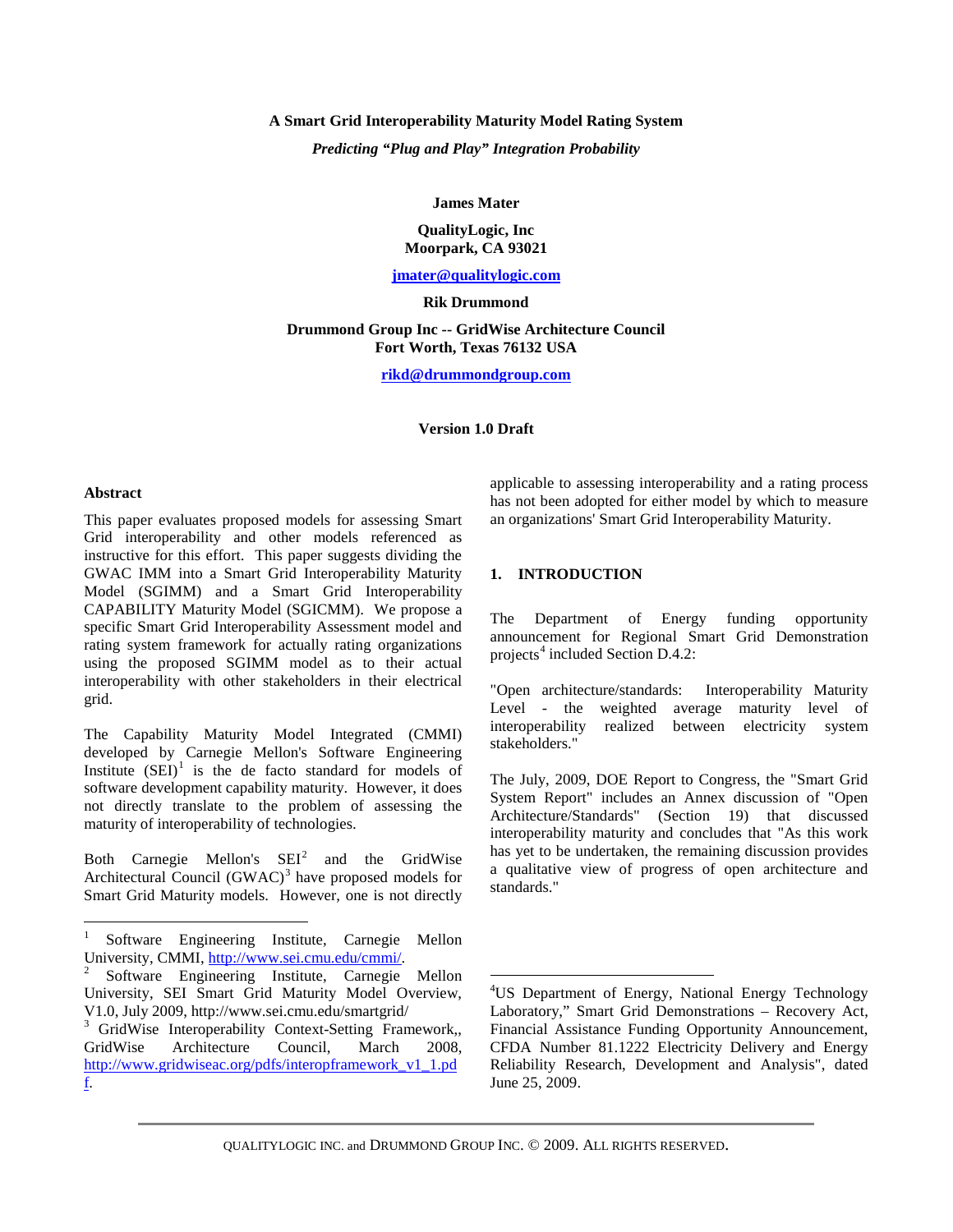# A Smart Grid Interoperability Maturity Model Rating System

*Predicting "Plug and Play" Integration Probability*

**James Mater**

**QualityLogic, Inc**
**Moorpark, CA 93021**

**jmater@qualitylogic.com**

**Rik Drummond**

**Drummond Group Inc -- GridWise Architecture Council**
**Fort Worth, Texas 76132 USA**

**rikd@drummondgroup.com**

**Version 1.0 Draft**

## Abstract

This paper evaluates proposed models for assessing Smart Grid interoperability and other models referenced as instructive for this effort. This paper suggests dividing the GWAC IMM into a Smart Grid Interoperability Maturity Model (SGIMM) and a Smart Grid Interoperability CAPABILITY Maturity Model (SGICMM). We propose a specific Smart Grid Interoperability Assessment model and rating system framework for actually rating organizations using the proposed SGIMM model as to their actual interoperability with other stakeholders in their electrical grid.

The Capability Maturity Model Integrated (CMMI) developed by Carnegie Mellon's Software Engineering Institute (SEI)[1] is the de facto standard for models of software development capability maturity. However, it does not directly translate to the problem of assessing the maturity of interoperability of technologies.

Both Carnegie Mellon's SEI[2] and the GridWise Architectural Council (GWAC)[3] have proposed models for Smart Grid Maturity models. However, one is not directly applicable to assessing interoperability and a rating process has not been adopted for either model by which to measure an organizations' Smart Grid Interoperability Maturity.

## 1. INTRODUCTION

The Department of Energy funding opportunity announcement for Regional Smart Grid Demonstration projects[4] included Section D.4.2:

"Open architecture/standards: Interoperability Maturity Level - the weighted average maturity level of interoperability realized between electricity system stakeholders."

The July, 2009, DOE Report to Congress, the "Smart Grid System Report" includes an Annex discussion of "Open Architecture/Standards" (Section 19) that discussed interoperability maturity and concludes that "As this work has yet to be undertaken, the remaining discussion provides a qualitative view of progress of open architecture and standards."

---

[1] Software Engineering Institute, Carnegie Mellon University, CMMI, http://www.sei.cmu.edu/cmmi/.

[2] Software Engineering Institute, Carnegie Mellon University, SEI Smart Grid Maturity Model Overview, V1.0, July 2009, http://www.sei.cmu.edu/smartgrid/

[3] GridWise Interoperability Context-Setting Framework,, GridWise Architecture Council, March 2008, http://www.gridwiseac.org/pdfs/interopframework_v1_1.pdf.

[4] US Department of Energy, National Energy Technology Laboratory," Smart Grid Demonstrations – Recovery Act, Financial Assistance Funding Opportunity Announcement, CFDA Number 81.1222 Electricity Delivery and Energy Reliability Research, Development and Analysis", dated June 25, 2009.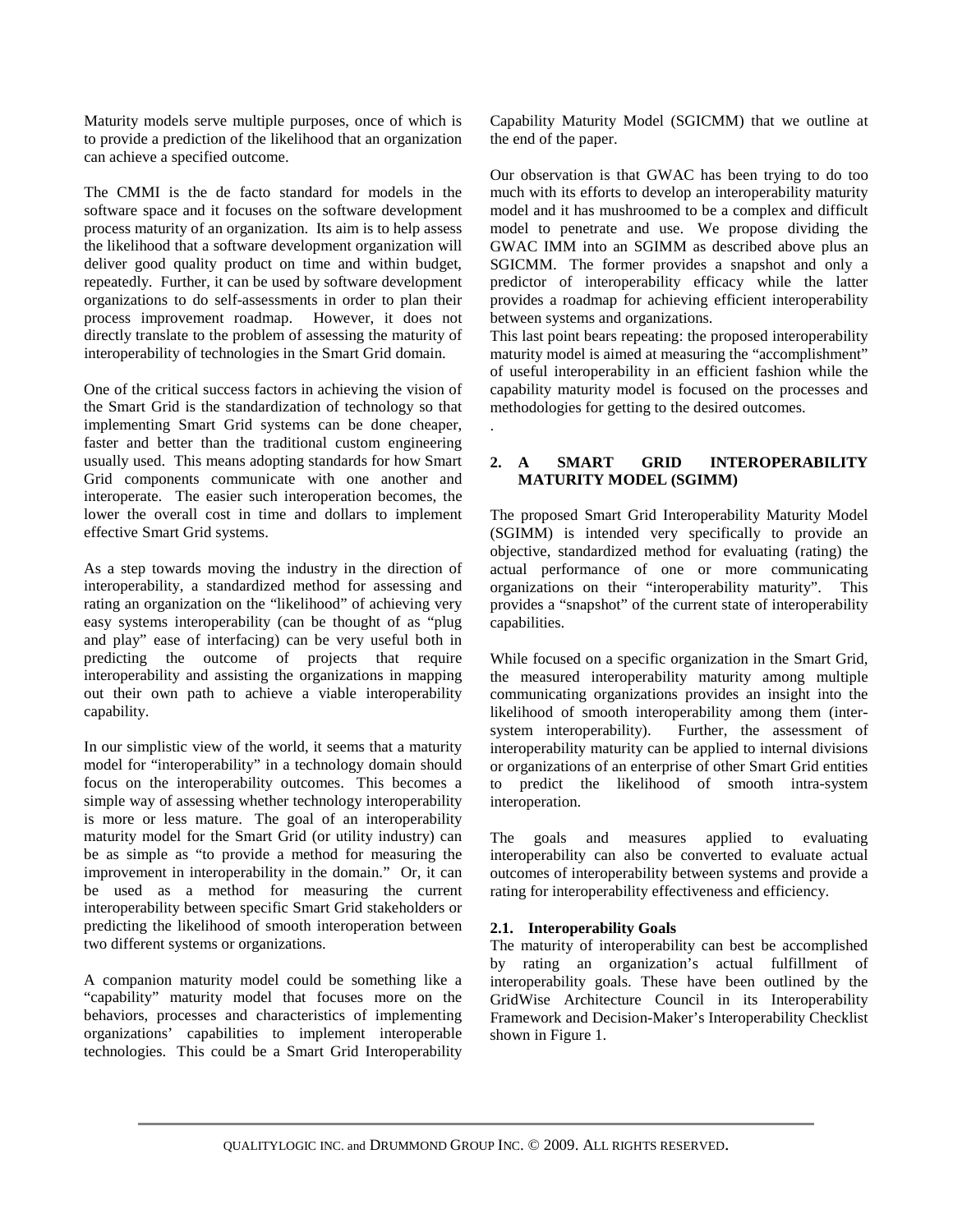Maturity models serve multiple purposes, once of which is to provide a prediction of the likelihood that an organization can achieve a specified outcome.

The CMMI is the de facto standard for models in the software space and it focuses on the software development process maturity of an organization. Its aim is to help assess the likelihood that a software development organization will deliver good quality product on time and within budget, repeatedly. Further, it can be used by software development organizations to do self-assessments in order to plan their process improvement roadmap. However, it does not directly translate to the problem of assessing the maturity of interoperability of technologies in the Smart Grid domain.

One of the critical success factors in achieving the vision of the Smart Grid is the standardization of technology so that implementing Smart Grid systems can be done cheaper, faster and better than the traditional custom engineering usually used. This means adopting standards for how Smart Grid components communicate with one another and interoperate. The easier such interoperation becomes, the lower the overall cost in time and dollars to implement effective Smart Grid systems.

As a step towards moving the industry in the direction of interoperability, a standardized method for assessing and rating an organization on the "likelihood" of achieving very easy systems interoperability (can be thought of as "plug and play" ease of interfacing) can be very useful both in predicting the outcome of projects that require interoperability and assisting the organizations in mapping out their own path to achieve a viable interoperability capability.

In our simplistic view of the world, it seems that a maturity model for "interoperability" in a technology domain should focus on the interoperability outcomes. This becomes a simple way of assessing whether technology interoperability is more or less mature. The goal of an interoperability maturity model for the Smart Grid (or utility industry) can be as simple as "to provide a method for measuring the improvement in interoperability in the domain." Or, it can be used as a method for measuring the current interoperability between specific Smart Grid stakeholders or predicting the likelihood of smooth interoperation between two different systems or organizations.

A companion maturity model could be something like a "capability" maturity model that focuses more on the behaviors, processes and characteristics of implementing organizations' capabilities to implement interoperable technologies. This could be a Smart Grid Interoperability Capability Maturity Model (SGICMM) that we outline at the end of the paper.

Our observation is that GWAC has been trying to do too much with its efforts to develop an interoperability maturity model and it has mushroomed to be a complex and difficult model to penetrate and use. We propose dividing the GWAC IMM into an SGIMM as described above plus an SGICMM. The former provides a snapshot and only a predictor of interoperability efficacy while the latter provides a roadmap for achieving efficient interoperability between systems and organizations.

This last point bears repeating: the proposed interoperability maturity model is aimed at measuring the "accomplishment" of useful interoperability in an efficient fashion while the capability maturity model is focused on the processes and methodologies for getting to the desired outcomes.

.

## 2. A SMART GRID INTEROPERABILITY MATURITY MODEL (SGIMM)

The proposed Smart Grid Interoperability Maturity Model (SGIMM) is intended very specifically to provide an objective, standardized method for evaluating (rating) the actual performance of one or more communicating organizations on their "interoperability maturity". This provides a "snapshot" of the current state of interoperability capabilities.

While focused on a specific organization in the Smart Grid, the measured interoperability maturity among multiple communicating organizations provides an insight into the likelihood of smooth interoperability among them (inter-system interoperability). Further, the assessment of interoperability maturity can be applied to internal divisions or organizations of an enterprise of other Smart Grid entities to predict the likelihood of smooth intra-system interoperation.

The goals and measures applied to evaluating interoperability can also be converted to evaluate actual outcomes of interoperability between systems and provide a rating for interoperability effectiveness and efficiency.

### 2.1. Interoperability Goals

The maturity of interoperability can best be accomplished by rating an organization's actual fulfillment of interoperability goals. These have been outlined by the GridWise Architecture Council in its Interoperability Framework and Decision-Maker's Interoperability Checklist shown in Figure 1.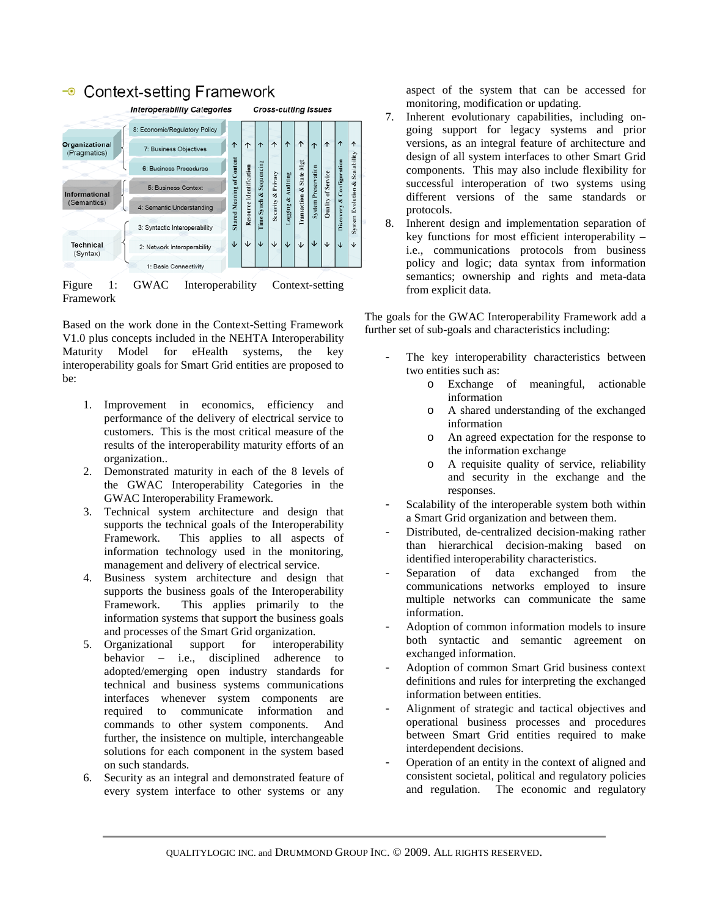Figure 1: GWAC Interoperability Context-setting Framework

Based on the work done in the Context-Setting Framework V1.0 plus concepts included in the NEHTA Interoperability Maturity Model for eHealth systems, the key interoperability goals for Smart Grid entities are proposed to be:

1. Improvement in economics, efficiency and performance of the delivery of electrical service to customers. This is the most critical measure of the results of the interoperability maturity efforts of an organization..
2. Demonstrated maturity in each of the 8 levels of the GWAC Interoperability Categories in the GWAC Interoperability Framework.
3. Technical system architecture and design that supports the technical goals of the Interoperability Framework. This applies to all aspects of information technology used in the monitoring, management and delivery of electrical service.
4. Business system architecture and design that supports the business goals of the Interoperability Framework. This applies primarily to the information systems that support the business goals and processes of the Smart Grid organization.
5. Organizational support for interoperability behavior – i.e., disciplined adherence to adopted/emerging open industry standards for technical and business systems communications interfaces whenever system components are required to communicate information and commands to other system components. And further, the insistence on multiple, interchangeable solutions for each component in the system based on such standards.
6. Security as an integral and demonstrated feature of every system interface to other systems or any aspect of the system that can be accessed for monitoring, modification or updating.
7. Inherent evolutionary capabilities, including on-going support for legacy systems and prior versions, as an integral feature of architecture and design of all system interfaces to other Smart Grid components. This may also include flexibility for successful interoperation of two systems using different versions of the same standards or protocols.
8. Inherent design and implementation separation of key functions for most efficient interoperability – i.e., communications protocols from business policy and logic; data syntax from information semantics; ownership and rights and meta-data from explicit data.

The goals for the GWAC Interoperability Framework add a further set of sub-goals and characteristics including:

- The key interoperability characteristics between two entities such as:
  - Exchange of meaningful, actionable information
  - A shared understanding of the exchanged information
  - An agreed expectation for the response to the information exchange
  - A requisite quality of service, reliability and security in the exchange and the responses.
- Scalability of the interoperable system both within a Smart Grid organization and between them.
- Distributed, de-centralized decision-making rather than hierarchical decision-making based on identified interoperability characteristics.
- Separation of data exchanged from the communications networks employed to insure multiple networks can communicate the same information.
- Adoption of common information models to insure both syntactic and semantic agreement on exchanged information.
- Adoption of common Smart Grid business context definitions and rules for interpreting the exchanged information between entities.
- Alignment of strategic and tactical objectives and operational business processes and procedures between Smart Grid entities required to make interdependent decisions.
- Operation of an entity in the context of aligned and consistent societal, political and regulatory policies and regulation. The economic and regulatory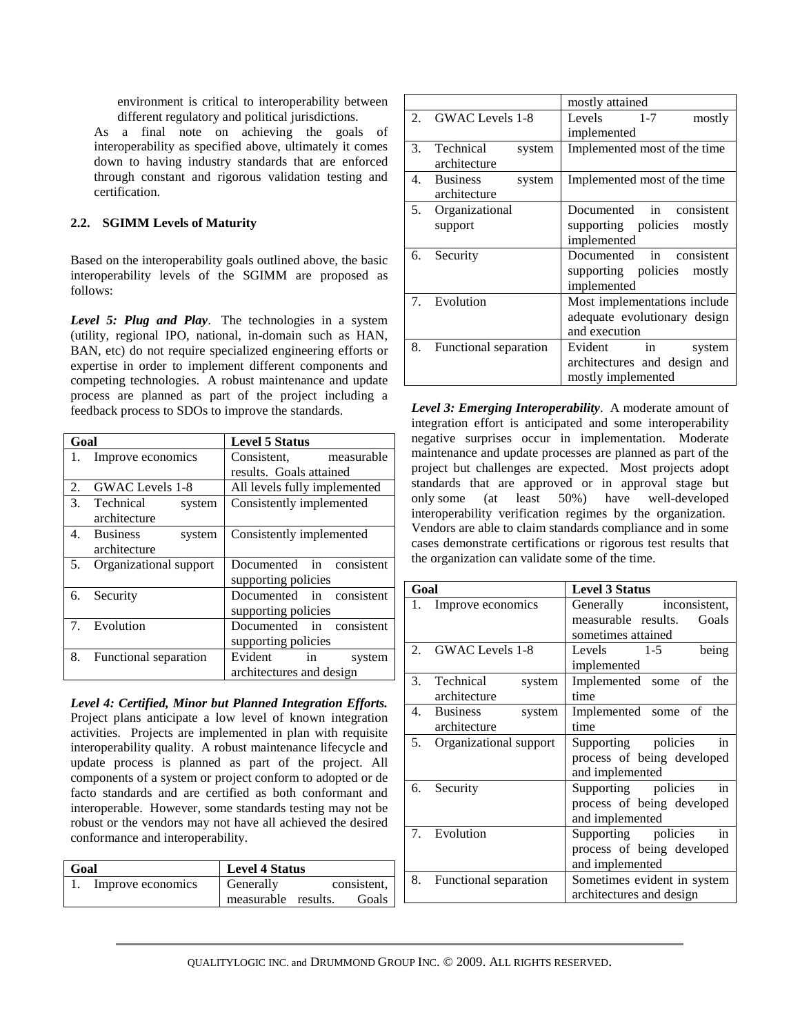environment is critical to interoperability between different regulatory and political jurisdictions.

As a final note on achieving the goals of interoperability as specified above, ultimately it comes down to having industry standards that are enforced through constant and rigorous validation testing and certification.

### 2.2. SGIMM Levels of Maturity

Based on the interoperability goals outlined above, the basic interoperability levels of the SGIMM are proposed as follows:

***Level 5: Plug and Play***. The technologies in a system (utility, regional IPO, national, in-domain such as HAN, BAN, etc) do not require specialized engineering efforts or expertise in order to implement different components and competing technologies. A robust maintenance and update process are planned as part of the project including a feedback process to SDOs to improve the standards.

| Goal | Level 5 Status |
|---|---|
| 1. Improve economics | Consistent, measurable results. Goals attained |
| 2. GWAC Levels 1-8 | All levels fully implemented |
| 3. Technical system architecture | Consistently implemented |
| 4. Business system architecture | Consistently implemented |
| 5. Organizational support | Documented in consistent supporting policies |
| 6. Security | Documented in consistent supporting policies |
| 7. Evolution | Documented in consistent supporting policies |
| 8. Functional separation | Evident in system architectures and design |

***Level 4: Certified, Minor but Planned Integration Efforts.*** Project plans anticipate a low level of known integration activities. Projects are implemented in plan with requisite interoperability quality. A robust maintenance lifecycle and update process is planned as part of the project. All components of a system or project conform to adopted or de facto standards and are certified as both conformant and interoperable. However, some standards testing may not be robust or the vendors may not have all achieved the desired conformance and interoperability.

| Goal | Level 4 Status |
|---|---|
| 1. Improve economics | Generally consistent, measurable results. Goals mostly attained |
| 2. GWAC Levels 1-8 | Levels 1-7 mostly implemented |
| 3. Technical system architecture | Implemented most of the time |
| 4. Business system architecture | Implemented most of the time |
| 5. Organizational support | Documented in consistent supporting policies mostly implemented |
| 6. Security | Documented in consistent supporting policies mostly implemented |
| 7. Evolution | Most implementations include adequate evolutionary design and execution |
| 8. Functional separation | Evident in system architectures and design and mostly implemented |

***Level 3: Emerging Interoperability***. A moderate amount of integration effort is anticipated and some interoperability negative surprises occur in implementation. Moderate maintenance and update processes are planned as part of the project but challenges are expected. Most projects adopt standards that are approved or in approval stage but only some (at least 50%) have well-developed interoperability verification regimes by the organization. Vendors are able to claim standards compliance and in some cases demonstrate certifications or rigorous test results that the organization can validate some of the time.

| Goal | Level 3 Status |
|---|---|
| 1. Improve economics | Generally inconsistent, measurable results. Goals sometimes attained |
| 2. GWAC Levels 1-8 | Levels 1-5 being implemented |
| 3. Technical system architecture | Implemented some of the time |
| 4. Business system architecture | Implemented some of the time |
| 5. Organizational support | Supporting policies in process of being developed and implemented |
| 6. Security | Supporting policies in process of being developed and implemented |
| 7. Evolution | Supporting policies in process of being developed and implemented |
| 8. Functional separation | Sometimes evident in system architectures and design |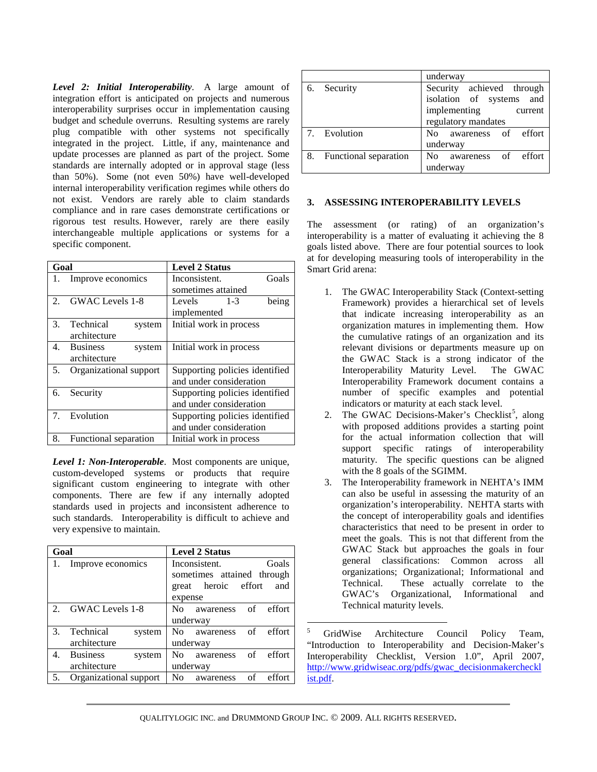*Level 2: Initial Interoperability*. A large amount of integration effort is anticipated on projects and numerous interoperability surprises occur in implementation causing budget and schedule overruns. Resulting systems are rarely plug compatible with other systems not specifically integrated in the project. Little, if any, maintenance and update processes are planned as part of the project. Some standards are internally adopted or in approval stage (less than 50%). Some (not even 50%) have well-developed internal interoperability verification regimes while others do not exist. Vendors are rarely able to claim standards compliance and in rare cases demonstrate certifications or rigorous test results. However, rarely are there easily interchangeable multiple applications or systems for a specific component.

| Goal | Level 2 Status |
| --- | --- |
| 1. Improve economics | Inconsistent. Goals sometimes attained |
| 2. GWAC Levels 1-8 | Levels 1-3 being implemented |
| 3. Technical system architecture | Initial work in process |
| 4. Business system architecture | Initial work in process |
| 5. Organizational support | Supporting policies identified and under consideration |
| 6. Security | Supporting policies identified and under consideration |
| 7. Evolution | Supporting policies identified and under consideration |
| 8. Functional separation | Initial work in process |

*Level 1: Non-Interoperable*. Most components are unique, custom-developed systems or products that require significant custom engineering to integrate with other components. There are few if any internally adopted standards used in projects and inconsistent adherence to such standards. Interoperability is difficult to achieve and very expensive to maintain.

| Goal | Level 2 Status |
| --- | --- |
| 1. Improve economics | Inconsistent. Goals sometimes attained through great heroic effort and expense |
| 2. GWAC Levels 1-8 | No awareness of effort underway |
| 3. Technical system architecture | No awareness of effort underway |
| 4. Business system architecture | No awareness of effort underway |
| 5. Organizational support | No awareness of effort underway |
| 6. Security | Security achieved through isolation of systems and implementing current regulatory mandates |
| 7. Evolution | No awareness of effort underway |
| 8. Functional separation | No awareness of effort underway |

## 3. ASSESSING INTEROPERABILITY LEVELS

The assessment (or rating) of an organization's interoperability is a matter of evaluating it achieving the 8 goals listed above. There are four potential sources to look at for developing measuring tools of interoperability in the Smart Grid arena:

1. The GWAC Interoperability Stack (Context-setting Framework) provides a hierarchical set of levels that indicate increasing interoperability as an organization matures in implementing them. How the cumulative ratings of an organization and its relevant divisions or departments measure up on the GWAC Stack is a strong indicator of the Interoperability Maturity Level. The GWAC Interoperability Framework document contains a number of specific examples and potential indicators or maturity at each stack level.
2. The GWAC Decisions-Maker's Checklist[5], along with proposed additions provides a starting point for the actual information collection that will support specific ratings of interoperability maturity. The specific questions can be aligned with the 8 goals of the SGIMM.
3. The Interoperability framework in NEHTA's IMM can also be useful in assessing the maturity of an organization's interoperability. NEHTA starts with the concept of interoperability goals and identifies characteristics that need to be present in order to meet the goals. This is not that different from the GWAC Stack but approaches the goals in four general classifications: Common across all organizations; Organizational; Informational and Technical. These actually correlate to the GWAC's Organizational, Informational and Technical maturity levels.

[5] GridWise Architecture Council Policy Team, "Introduction to Interoperability and Decision-Maker's Interoperability Checklist, Version 1.0", April 2007, http://www.gridwiseac.org/pdfs/gwac_decisionmakerchecklist.pdf.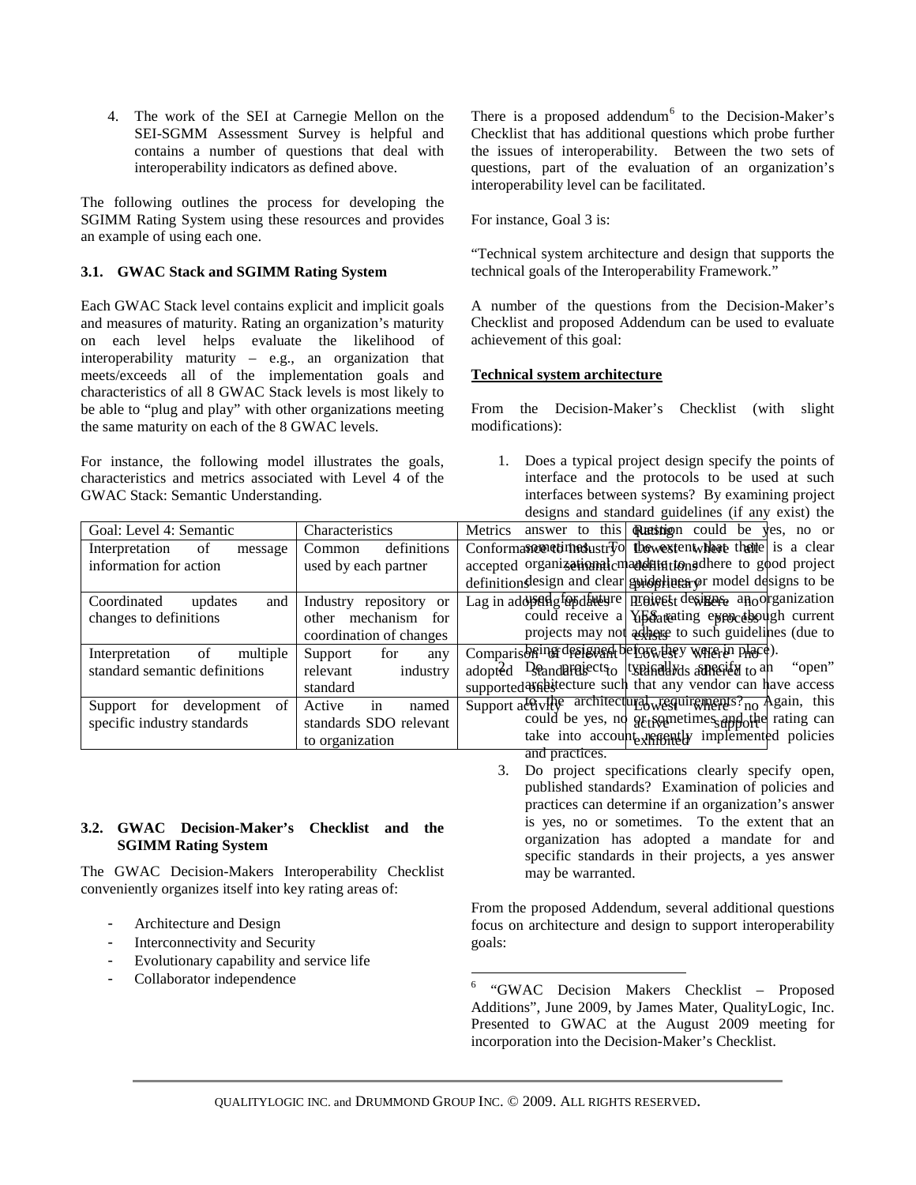4. The work of the SEI at Carnegie Mellon on the SEI-SGMM Assessment Survey is helpful and contains a number of questions that deal with interoperability indicators as defined above.

The following outlines the process for developing the SGIMM Rating System using these resources and provides an example of using each one.

### 3.1. GWAC Stack and SGIMM Rating System

Each GWAC Stack level contains explicit and implicit goals and measures of maturity. Rating an organization's maturity on each level helps evaluate the likelihood of interoperability maturity – e.g., an organization that meets/exceeds all of the implementation goals and characteristics of all 8 GWAC Stack levels is most likely to be able to "plug and play" with other organizations meeting the same maturity on each of the 8 GWAC levels.

For instance, the following model illustrates the goals, characteristics and metrics associated with Level 4 of the GWAC Stack: Semantic Understanding.

| Goal: Level 4: Semantic | Characteristics | Metrics | Rating |
|---|---|---|---|
| Interpretation of message information for action | Common definitions used by each partner | Conformance to industry accepted semantic definitions | Lowest where all definitions proprietary |
| Coordinated updates and changes to definitions | Industry repository or other mechanism for coordination of changes | Lag in adopting updates | Lowest where no update process exists |
| Interpretation of multiple standard semantic definitions | Support for any relevant industry standard | Comparison of relevant adopted standards to supported ones | Lowest where no standards adhered to |
| Support for development of specific industry standards | Active in named standards SDO relevant to organization | Support activity | Lowest where no active support exhibited |

### 3.2. GWAC Decision-Maker's Checklist and the SGIMM Rating System

The GWAC Decision-Makers Interoperability Checklist conveniently organizes itself into key rating areas of:

- Architecture and Design
- Interconnectivity and Security
- Evolutionary capability and service life
- Collaborator independence

There is a proposed addendum[6] to the Decision-Maker's Checklist that has additional questions which probe further the issues of interoperability. Between the two sets of questions, part of the evaluation of an organization's interoperability level can be facilitated.

For instance, Goal 3 is:

"Technical system architecture and design that supports the technical goals of the Interoperability Framework."

A number of the questions from the Decision-Maker's Checklist and proposed Addendum can be used to evaluate achievement of this goal:

**Technical system architecture**

From the Decision-Maker's Checklist (with slight modifications):

1. Does a typical project design specify the points of interface and the protocols to be used at such interfaces between systems? By examining project designs and standard guidelines (if any exist) the answer to this question could be yes, no or sometimes. To the extent that there is a clear organizational mandate to adhere to good project design and clear guidelines or model designs to be used for future project designs, an organization could receive a YES rating even though current projects may not adhere to such guidelines (due to being designed before they were in place).
2. Do projects typically specify an "open" architecture such that any vendor can have access to the architectural requirements? Again, this could be yes, no or sometimes and the rating can take into account recently implemented policies and practices.
3. Do project specifications clearly specify open, published standards? Examination of policies and practices can determine if an organization's answer is yes, no or sometimes. To the extent that an organization has adopted a mandate for and specific standards in their projects, a yes answer may be warranted.

From the proposed Addendum, several additional questions focus on architecture and design to support interoperability goals:

[6] "GWAC Decision Makers Checklist – Proposed Additions", June 2009, by James Mater, QualityLogic, Inc. Presented to GWAC at the August 2009 meeting for incorporation into the Decision-Maker's Checklist.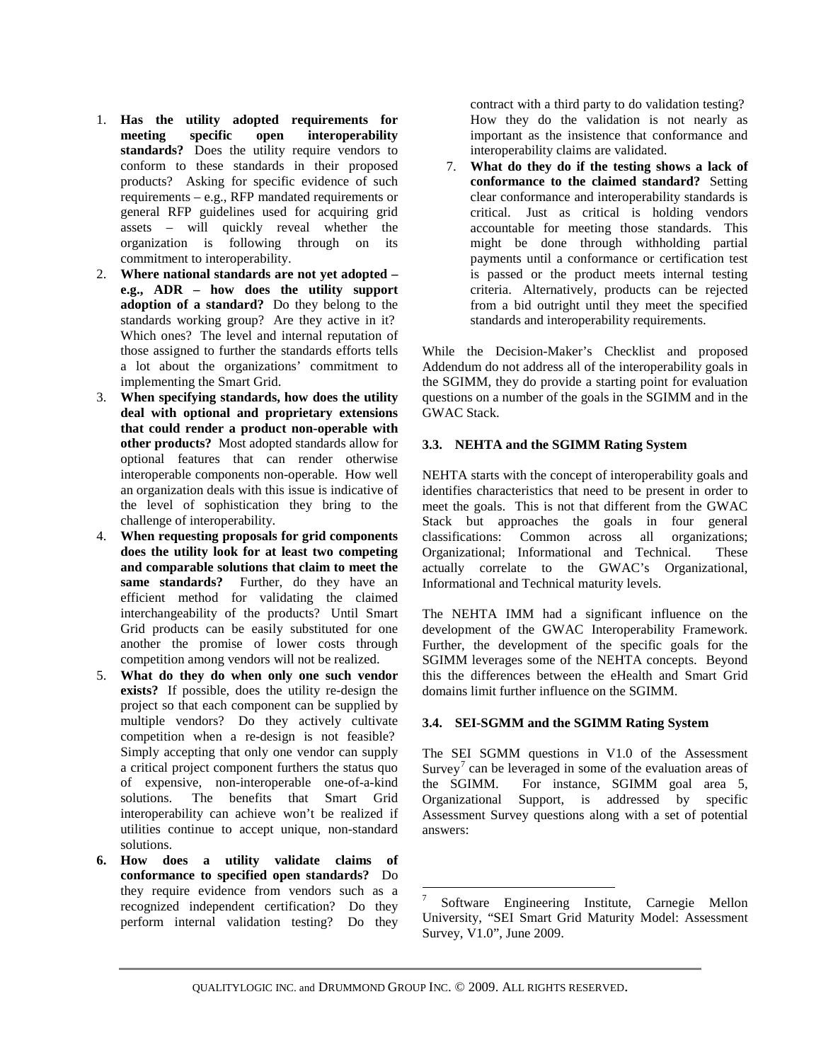1. **Has the utility adopted requirements for meeting specific open interoperability standards?** Does the utility require vendors to conform to these standards in their proposed products? Asking for specific evidence of such requirements – e.g., RFP mandated requirements or general RFP guidelines used for acquiring grid assets – will quickly reveal whether the organization is following through on its commitment to interoperability.
2. **Where national standards are not yet adopted – e.g., ADR – how does the utility support adoption of a standard?** Do they belong to the standards working group? Are they active in it? Which ones? The level and internal reputation of those assigned to further the standards efforts tells a lot about the organizations' commitment to implementing the Smart Grid.
3. **When specifying standards, how does the utility deal with optional and proprietary extensions that could render a product non-operable with other products?** Most adopted standards allow for optional features that can render otherwise interoperable components non-operable. How well an organization deals with this issue is indicative of the level of sophistication they bring to the challenge of interoperability.
4. **When requesting proposals for grid components does the utility look for at least two competing and comparable solutions that claim to meet the same standards?** Further, do they have an efficient method for validating the claimed interchangeability of the products? Until Smart Grid products can be easily substituted for one another the promise of lower costs through competition among vendors will not be realized.
5. **What do they do when only one such vendor exists?** If possible, does the utility re-design the project so that each component can be supplied by multiple vendors? Do they actively cultivate competition when a re-design is not feasible? Simply accepting that only one vendor can supply a critical project component furthers the status quo of expensive, non-interoperable one-of-a-kind solutions. The benefits that Smart Grid interoperability can achieve won't be realized if utilities continue to accept unique, non-standard solutions.
6. **How does a utility validate claims of conformance to specified open standards?** Do they require evidence from vendors such as a recognized independent certification? Do they perform internal validation testing? Do they contract with a third party to do validation testing? How they do the validation is not nearly as important as the insistence that conformance and interoperability claims are validated.
7. **What do they do if the testing shows a lack of conformance to the claimed standard?** Setting clear conformance and interoperability standards is critical. Just as critical is holding vendors accountable for meeting those standards. This might be done through withholding partial payments until a conformance or certification test is passed or the product meets internal testing criteria. Alternatively, products can be rejected from a bid outright until they meet the specified standards and interoperability requirements.

While the Decision-Maker's Checklist and proposed Addendum do not address all of the interoperability goals in the SGIMM, they do provide a starting point for evaluation questions on a number of the goals in the SGIMM and in the GWAC Stack.

### 3.3. NEHTA and the SGIMM Rating System

NEHTA starts with the concept of interoperability goals and identifies characteristics that need to be present in order to meet the goals. This is not that different from the GWAC Stack but approaches the goals in four general classifications: Common across all organizations; Organizational; Informational and Technical. These actually correlate to the GWAC's Organizational, Informational and Technical maturity levels.

The NEHTA IMM had a significant influence on the development of the GWAC Interoperability Framework. Further, the development of the specific goals for the SGIMM leverages some of the NEHTA concepts. Beyond this the differences between the eHealth and Smart Grid domains limit further influence on the SGIMM.

### 3.4. SEI-SGMM and the SGIMM Rating System

The SEI SGMM questions in V1.0 of the Assessment Survey[7] can be leveraged in some of the evaluation areas of the SGIMM. For instance, SGIMM goal area 5, Organizational Support, is addressed by specific Assessment Survey questions along with a set of potential answers:

---

[7] Software Engineering Institute, Carnegie Mellon University, "SEI Smart Grid Maturity Model: Assessment Survey, V1.0", June 2009.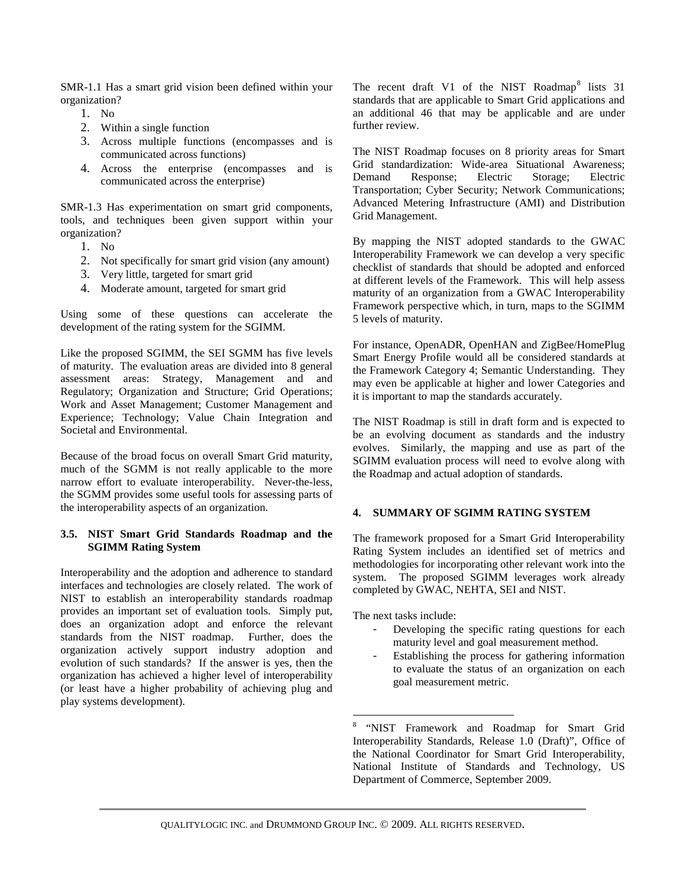SMR-1.1 Has a smart grid vision been defined within your organization?

1. No
2. Within a single function
3. Across multiple functions (encompasses and is communicated across functions)
4. Across the enterprise (encompasses and is communicated across the enterprise)

SMR-1.3 Has experimentation on smart grid components, tools, and techniques been given support within your organization?

1. No
2. Not specifically for smart grid vision (any amount)
3. Very little, targeted for smart grid
4. Moderate amount, targeted for smart grid

Using some of these questions can accelerate the development of the rating system for the SGIMM.

Like the proposed SGIMM, the SEI SGMM has five levels of maturity. The evaluation areas are divided into 8 general assessment areas: Strategy, Management and and Regulatory; Organization and Structure; Grid Operations; Work and Asset Management; Customer Management and Experience; Technology; Value Chain Integration and Societal and Environmental.

Because of the broad focus on overall Smart Grid maturity, much of the SGMM is not really applicable to the more narrow effort to evaluate interoperability. Never-the-less, the SGMM provides some useful tools for assessing parts of the interoperability aspects of an organization.

### 3.5. NIST Smart Grid Standards Roadmap and the SGIMM Rating System

Interoperability and the adoption and adherence to standard interfaces and technologies are closely related. The work of NIST to establish an interoperability standards roadmap provides an important set of evaluation tools. Simply put, does an organization adopt and enforce the relevant standards from the NIST roadmap. Further, does the organization actively support industry adoption and evolution of such standards? If the answer is yes, then the organization has achieved a higher level of interoperability (or least have a higher probability of achieving plug and play systems development).

The recent draft V1 of the NIST Roadmap[8] lists 31 standards that are applicable to Smart Grid applications and an additional 46 that may be applicable and are under further review.

The NIST Roadmap focuses on 8 priority areas for Smart Grid standardization: Wide-area Situational Awareness; Demand Response; Electric Storage; Electric Transportation; Cyber Security; Network Communications; Advanced Metering Infrastructure (AMI) and Distribution Grid Management.

By mapping the NIST adopted standards to the GWAC Interoperability Framework we can develop a very specific checklist of standards that should be adopted and enforced at different levels of the Framework. This will help assess maturity of an organization from a GWAC Interoperability Framework perspective which, in turn, maps to the SGIMM 5 levels of maturity.

For instance, OpenADR, OpenHAN and ZigBee/HomePlug Smart Energy Profile would all be considered standards at the Framework Category 4; Semantic Understanding. They may even be applicable at higher and lower Categories and it is important to map the standards accurately.

The NIST Roadmap is still in draft form and is expected to be an evolving document as standards and the industry evolves. Similarly, the mapping and use as part of the SGIMM evaluation process will need to evolve along with the Roadmap and actual adoption of standards.

## 4. SUMMARY OF SGIMM RATING SYSTEM

The framework proposed for a Smart Grid Interoperability Rating System includes an identified set of metrics and methodologies for incorporating other relevant work into the system. The proposed SGIMM leverages work already completed by GWAC, NEHTA, SEI and NIST.

The next tasks include:

- Developing the specific rating questions for each maturity level and goal measurement method.
- Establishing the process for gathering information to evaluate the status of an organization on each goal measurement metric.

[8] "NIST Framework and Roadmap for Smart Grid Interoperability Standards, Release 1.0 (Draft)", Office of the National Coordinator for Smart Grid Interoperability, National Institute of Standards and Technology, US Department of Commerce, September 2009.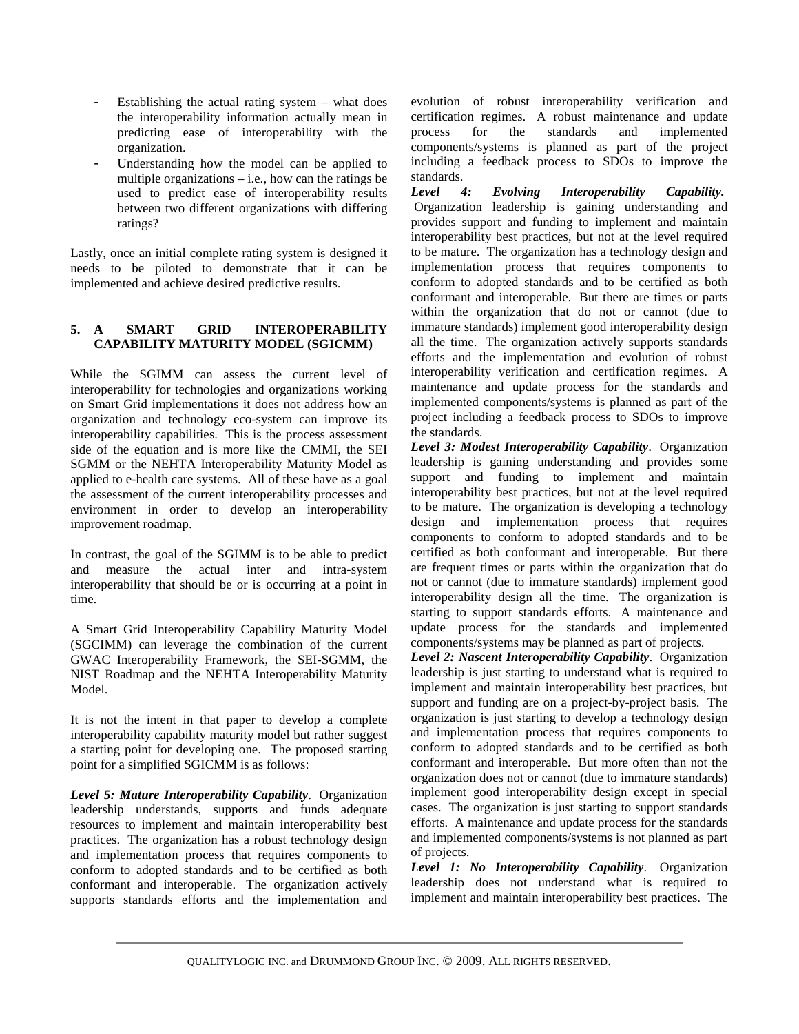- Establishing the actual rating system – what does the interoperability information actually mean in predicting ease of interoperability with the organization.
- Understanding how the model can be applied to multiple organizations – i.e., how can the ratings be used to predict ease of interoperability results between two different organizations with differing ratings?

Lastly, once an initial complete rating system is designed it needs to be piloted to demonstrate that it can be implemented and achieve desired predictive results.

## 5. A SMART GRID INTEROPERABILITY CAPABILITY MATURITY MODEL (SGICMM)

While the SGIMM can assess the current level of interoperability for technologies and organizations working on Smart Grid implementations it does not address how an organization and technology eco-system can improve its interoperability capabilities. This is the process assessment side of the equation and is more like the CMMI, the SEI SGMM or the NEHTA Interoperability Maturity Model as applied to e-health care systems. All of these have as a goal the assessment of the current interoperability processes and environment in order to develop an interoperability improvement roadmap.

In contrast, the goal of the SGIMM is to be able to predict and measure the actual inter and intra-system interoperability that should be or is occurring at a point in time.

A Smart Grid Interoperability Capability Maturity Model (SGCIMM) can leverage the combination of the current GWAC Interoperability Framework, the SEI-SGMM, the NIST Roadmap and the NEHTA Interoperability Maturity Model.

It is not the intent in that paper to develop a complete interoperability capability maturity model but rather suggest a starting point for developing one. The proposed starting point for a simplified SGICMM is as follows:

***Level 5: Mature Interoperability Capability***. Organization leadership understands, supports and funds adequate resources to implement and maintain interoperability best practices. The organization has a robust technology design and implementation process that requires components to conform to adopted standards and to be certified as both conformant and interoperable. The organization actively supports standards efforts and the implementation and evolution of robust interoperability verification and certification regimes. A robust maintenance and update process for the standards and implemented components/systems is planned as part of the project including a feedback process to SDOs to improve the standards.

***Level 4: Evolving Interoperability Capability.*** Organization leadership is gaining understanding and provides support and funding to implement and maintain interoperability best practices, but not at the level required to be mature. The organization has a technology design and implementation process that requires components to conform to adopted standards and to be certified as both conformant and interoperable. But there are times or parts within the organization that do not or cannot (due to immature standards) implement good interoperability design all the time. The organization actively supports standards efforts and the implementation and evolution of robust interoperability verification and certification regimes. A maintenance and update process for the standards and implemented components/systems is planned as part of the project including a feedback process to SDOs to improve the standards.

***Level 3: Modest Interoperability Capability***. Organization leadership is gaining understanding and provides some support and funding to implement and maintain interoperability best practices, but not at the level required to be mature. The organization is developing a technology design and implementation process that requires components to conform to adopted standards and to be certified as both conformant and interoperable. But there are frequent times or parts within the organization that do not or cannot (due to immature standards) implement good interoperability design all the time. The organization is starting to support standards efforts. A maintenance and update process for the standards and implemented components/systems may be planned as part of projects.

***Level 2: Nascent Interoperability Capability***. Organization leadership is just starting to understand what is required to implement and maintain interoperability best practices, but support and funding are on a project-by-project basis. The organization is just starting to develop a technology design and implementation process that requires components to conform to adopted standards and to be certified as both conformant and interoperable. But more often than not the organization does not or cannot (due to immature standards) implement good interoperability design except in special cases. The organization is just starting to support standards efforts. A maintenance and update process for the standards and implemented components/systems is not planned as part of projects.

***Level 1: No Interoperability Capability***. Organization leadership does not understand what is required to implement and maintain interoperability best practices. The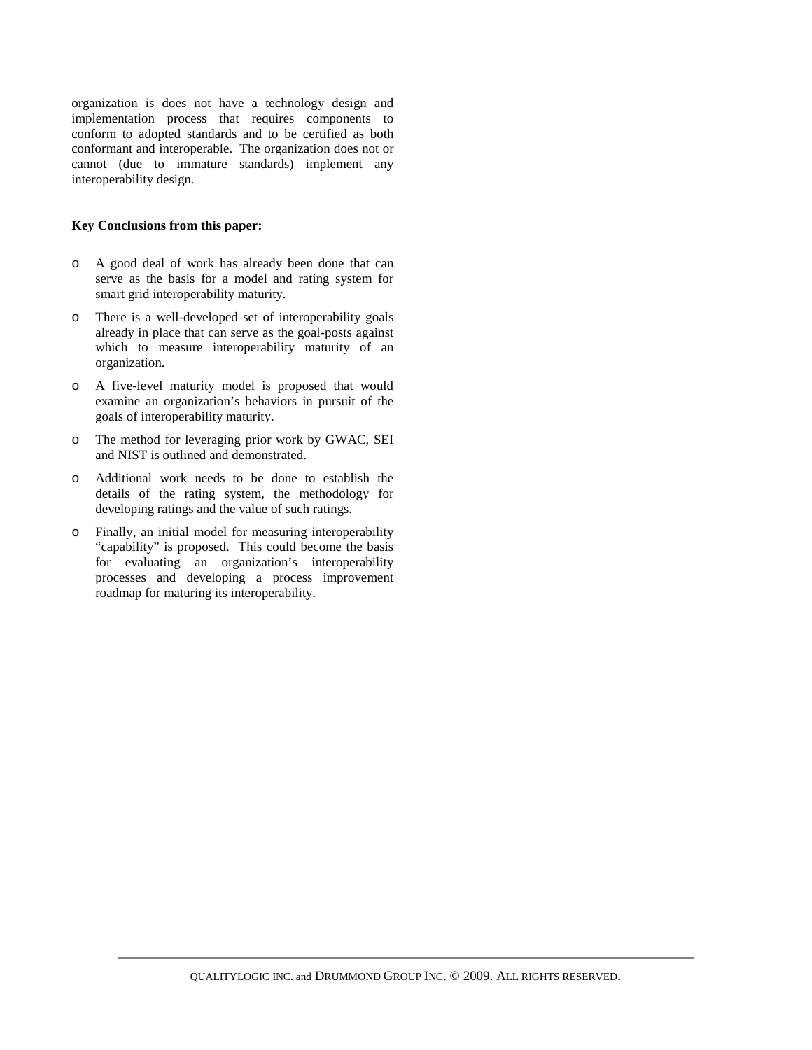organization is does not have a technology design and implementation process that requires components to conform to adopted standards and to be certified as both conformant and interoperable. The organization does not or cannot (due to immature standards) implement any interoperability design.

**Key Conclusions from this paper:**

- A good deal of work has already been done that can serve as the basis for a model and rating system for smart grid interoperability maturity.
- There is a well-developed set of interoperability goals already in place that can serve as the goal-posts against which to measure interoperability maturity of an organization.
- A five-level maturity model is proposed that would examine an organization's behaviors in pursuit of the goals of interoperability maturity.
- The method for leveraging prior work by GWAC, SEI and NIST is outlined and demonstrated.
- Additional work needs to be done to establish the details of the rating system, the methodology for developing ratings and the value of such ratings.
- Finally, an initial model for measuring interoperability "capability" is proposed. This could become the basis for evaluating an organization's interoperability processes and developing a process improvement roadmap for maturing its interoperability.